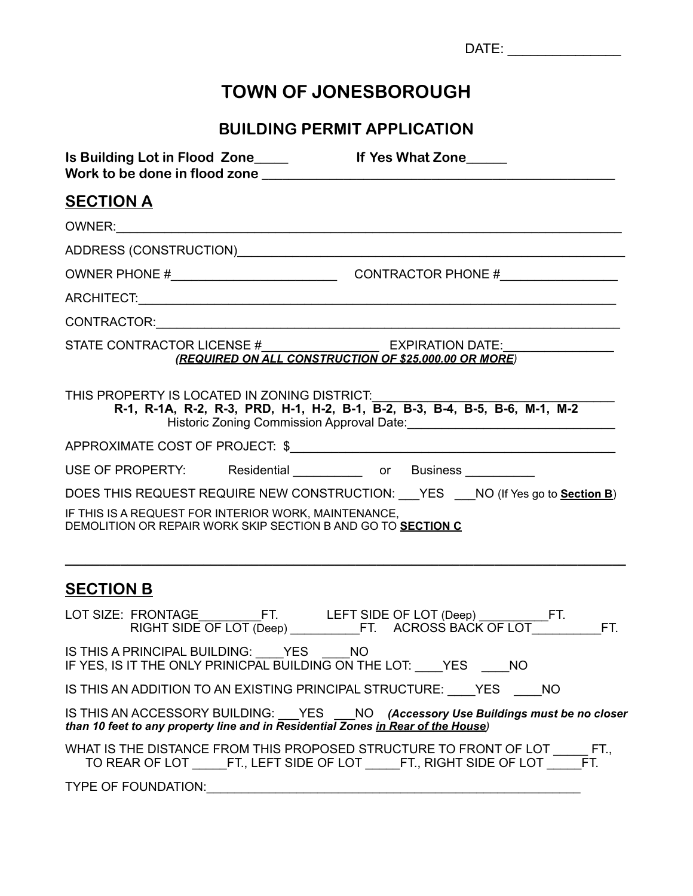DATE: _______________

# TOWN OF JONESBOROUGH

## BUILDING PERMIT APPLICATION

**Is Building Lot in Flood Zone_____ If Yes What Zone______**
**Work to be done in flood zone ___________________________________________________**

## SECTION A

OWNER:___________________________________________________________________________

ADDRESS (CONSTRUCTION)__________________________________________________________

OWNER PHONE #_________________________ CONTRACTOR PHONE #_________________

ARCHITECT:________________________________________________________________________

CONTRACTOR:______________________________________________________________________

STATE CONTRACTOR LICENSE #_________________ EXPIRATION DATE:________________
***(REQUIRED ON ALL CONSTRUCTION OF $25,000.00 OR MORE)***

THIS PROPERTY IS LOCATED IN ZONING DISTRICT:___________________________________
**R-1, R-1A, R-2, R-3, PRD, H-1, H-2, B-1, B-2, B-3, B-4, B-5, B-6, M-1, M-2**
Historic Zoning Commission Approval Date:_______________________________

APPROXIMATE COST OF PROJECT: $________________________________________________

USE OF PROPERTY: Residential __________ or Business __________

DOES THIS REQUEST REQUIRE NEW CONSTRUCTION: ___YES ___NO (If Yes go to **Section B**)

IF THIS IS A REQUEST FOR INTERIOR WORK, MAINTENANCE, DEMOLITION OR REPAIR WORK SKIP SECTION B AND GO TO **SECTION C**

---

## SECTION B

LOT SIZE: FRONTAGE_________FT. LEFT SIDE OF LOT (Deep) __________FT.
RIGHT SIDE OF LOT (Deep) __________FT. ACROSS BACK OF LOT__________FT.

IS THIS A PRINCIPAL BUILDING: ____YES ____NO
IF YES, IS IT THE ONLY PRINICPAL BUILDING ON THE LOT: ____YES ____NO

IS THIS AN ADDITION TO AN EXISTING PRINCIPAL STRUCTURE: ____YES ____NO

IS THIS AN ACCESSORY BUILDING: ___YES ___NO ***(Accessory Use Buildings must be no closer than 10 feet to any property line and in Residential Zones in Rear of the House)***

WHAT IS THE DISTANCE FROM THIS PROPOSED STRUCTURE TO FRONT OF LOT _____ FT., TO REAR OF LOT _____FT., LEFT SIDE OF LOT _____FT., RIGHT SIDE OF LOT _____FT.

TYPE OF FOUNDATION:_________________________________________________________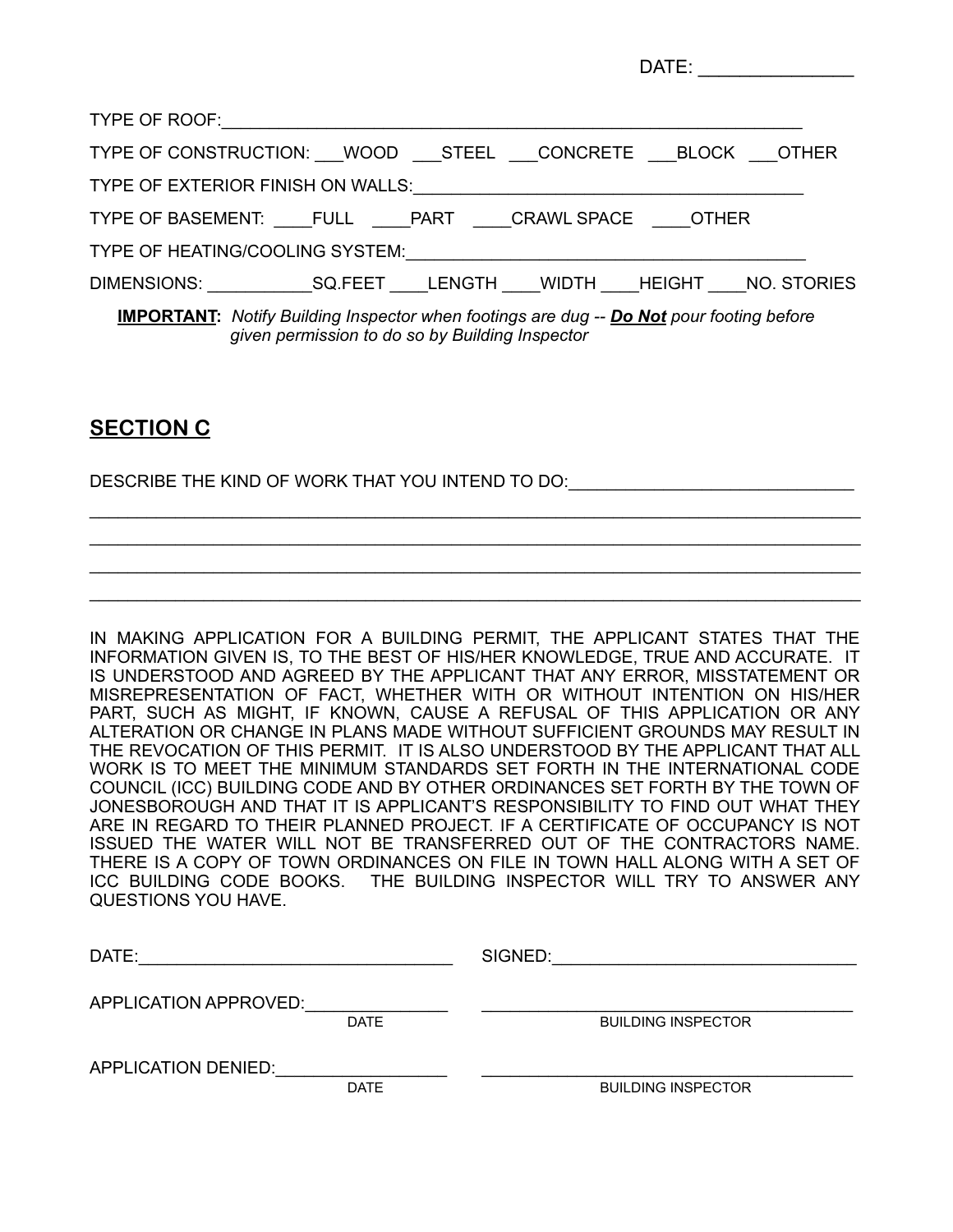DATE: _______________

TYPE OF ROOF:_____________________________________________________________

TYPE OF CONSTRUCTION: ___WOOD ___STEEL ___CONCRETE ___BLOCK ___OTHER

TYPE OF EXTERIOR FINISH ON WALLS:________________________________________

TYPE OF BASEMENT: ____FULL ____PART ____CRAWL SPACE ____OTHER

TYPE OF HEATING/COOLING SYSTEM:__________________________________________

DIMENSIONS: ___________SQ.FEET ____LENGTH ____WIDTH ____HEIGHT ____NO. STORIES

**IMPORTANT:** *Notify Building Inspector when footings are dug -- **Do Not** pour footing before given permission to do so by Building Inspector*

## SECTION C

DESCRIBE THE KIND OF WORK THAT YOU INTEND TO DO:______________________________

_______________________________________________________________________________

_______________________________________________________________________________

_______________________________________________________________________________

_______________________________________________________________________________

IN MAKING APPLICATION FOR A BUILDING PERMIT, THE APPLICANT STATES THAT THE INFORMATION GIVEN IS, TO THE BEST OF HIS/HER KNOWLEDGE, TRUE AND ACCURATE. IT IS UNDERSTOOD AND AGREED BY THE APPLICANT THAT ANY ERROR, MISSTATEMENT OR MISREPRESENTATION OF FACT, WHETHER WITH OR WITHOUT INTENTION ON HIS/HER PART, SUCH AS MIGHT, IF KNOWN, CAUSE A REFUSAL OF THIS APPLICATION OR ANY ALTERATION OR CHANGE IN PLANS MADE WITHOUT SUFFICIENT GROUNDS MAY RESULT IN THE REVOCATION OF THIS PERMIT. IT IS ALSO UNDERSTOOD BY THE APPLICANT THAT ALL WORK IS TO MEET THE MINIMUM STANDARDS SET FORTH IN THE INTERNATIONAL CODE COUNCIL (ICC) BUILDING CODE AND BY OTHER ORDINANCES SET FORTH BY THE TOWN OF JONESBOROUGH AND THAT IT IS APPLICANT'S RESPONSIBILITY TO FIND OUT WHAT THEY ARE IN REGARD TO THEIR PLANNED PROJECT. IF A CERTIFICATE OF OCCUPANCY IS NOT ISSUED THE WATER WILL NOT BE TRANSFERRED OUT OF THE CONTRACTORS NAME. THERE IS A COPY OF TOWN ORDINANCES ON FILE IN TOWN HALL ALONG WITH A SET OF ICC BUILDING CODE BOOKS. THE BUILDING INSPECTOR WILL TRY TO ANSWER ANY QUESTIONS YOU HAVE.

DATE:________________________________ SIGNED:________________________________

APPLICATION APPROVED:_______________ ________________________________________
DATE BUILDING INSPECTOR

APPLICATION DENIED:_________________ ________________________________________
DATE BUILDING INSPECTOR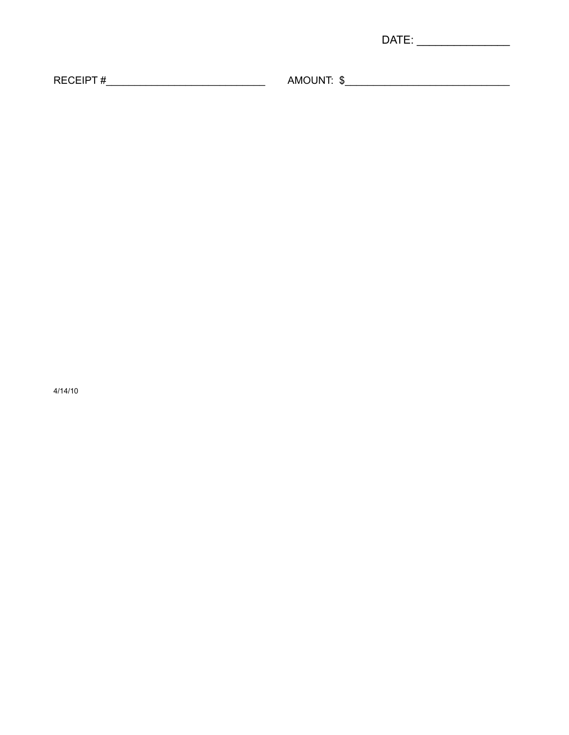DATE: _______________

RECEIPT #___________________________ AMOUNT: $____________________________

4/14/10